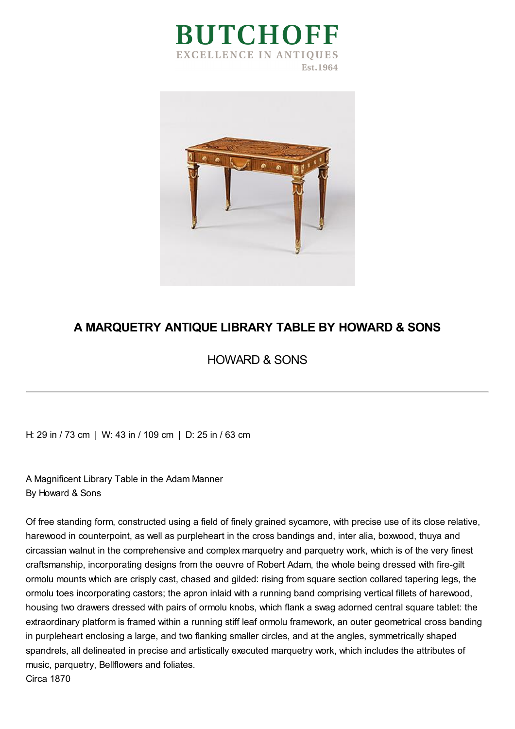# BUTCHOFF

EXCELLENCE IN ANTIQUES

Est.1964

## A MARQUETRY ANTIQUE LIBRARY TABLE BY HOWARD & SONS

HOWARD & SONS

---

H: 29 in / 73 cm | W: 43 in / 109 cm | D: 25 in / 63 cm

A Magnificent Library Table in the Adam Manner
By Howard & Sons

Of free standing form, constructed using a field of finely grained sycamore, with precise use of its close relative, harewood in counterpoint, as well as purpleheart in the cross bandings and, inter alia, boxwood, thuya and circassian walnut in the comprehensive and complex marquetry and parquetry work, which is of the very finest craftsmanship, incorporating designs from the oeuvre of Robert Adam, the whole being dressed with fire-gilt ormolu mounts which are crisply cast, chased and gilded: rising from square section collared tapering legs, the ormolu toes incorporating castors; the apron inlaid with a running band comprising vertical fillets of harewood, housing two drawers dressed with pairs of ormolu knobs, which flank a swag adorned central square tablet: the extraordinary platform is framed within a running stiff leaf ormolu framework, an outer geometrical cross banding in purpleheart enclosing a large, and two flanking smaller circles, and at the angles, symmetrically shaped spandrels, all delineated in precise and artistically executed marquetry work, which includes the attributes of music, parquetry, Bellflowers and foliates.
Circa 1870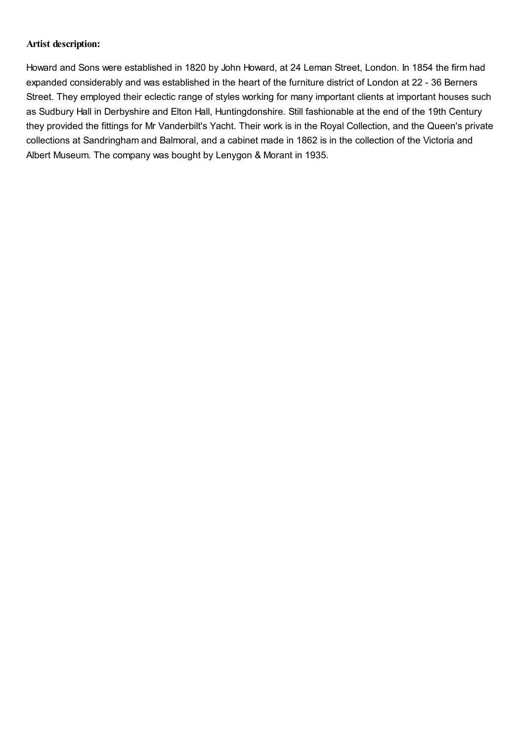**Artist description:**

Howard and Sons were established in 1820 by John Howard, at 24 Leman Street, London. In 1854 the firm had expanded considerably and was established in the heart of the furniture district of London at 22 - 36 Berners Street. They employed their eclectic range of styles working for many important clients at important houses such as Sudbury Hall in Derbyshire and Elton Hall, Huntingdonshire. Still fashionable at the end of the 19th Century they provided the fittings for Mr Vanderbilt's Yacht. Their work is in the Royal Collection, and the Queen's private collections at Sandringham and Balmoral, and a cabinet made in 1862 is in the collection of the Victoria and Albert Museum. The company was bought by Lenygon & Morant in 1935.